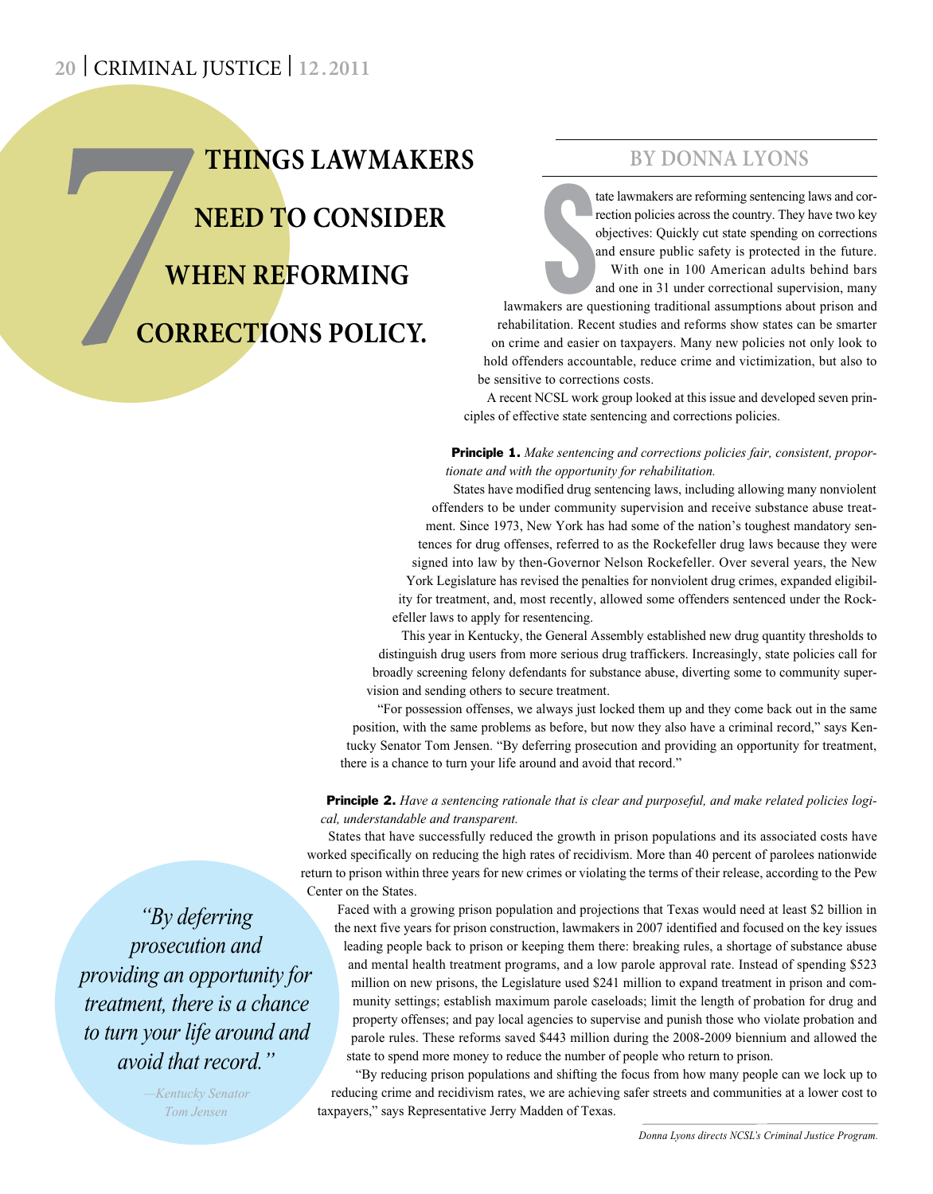# 7 THINGS LAWMAKERS NEED TO CONSIDER WHEN REFORMING CORRECTIONS POLICY.

**BY DONNA LYONS**

State lawmakers are reforming sentencing laws and correction policies across the country. They have two key objectives: Quickly cut state spending on corrections and ensure public safety is protected in the future.

With one in 100 American adults behind bars and one in 31 under correctional supervision, many lawmakers are questioning traditional assumptions about prison and rehabilitation. Recent studies and reforms show states can be smarter on crime and easier on taxpayers. Many new policies not only look to hold offenders accountable, reduce crime and victimization, but also to be sensitive to corrections costs.

A recent NCSL work group looked at this issue and developed seven principles of effective state sentencing and corrections policies.

**Principle 1.** *Make sentencing and corrections policies fair, consistent, proportionate and with the opportunity for rehabilitation.*

States have modified drug sentencing laws, including allowing many nonviolent offenders to be under community supervision and receive substance abuse treatment. Since 1973, New York has had some of the nation's toughest mandatory sentences for drug offenses, referred to as the Rockefeller drug laws because they were signed into law by then-Governor Nelson Rockefeller. Over several years, the New York Legislature has revised the penalties for nonviolent drug crimes, expanded eligibility for treatment, and, most recently, allowed some offenders sentenced under the Rockefeller laws to apply for resentencing.

This year in Kentucky, the General Assembly established new drug quantity thresholds to distinguish drug users from more serious drug traffickers. Increasingly, state policies call for broadly screening felony defendants for substance abuse, diverting some to community supervision and sending others to secure treatment.

"For possession offenses, we always just locked them up and they come back out in the same position, with the same problems as before, but now they also have a criminal record," says Kentucky Senator Tom Jensen. "By deferring prosecution and providing an opportunity for treatment, there is a chance to turn your life around and avoid that record."

> *"By deferring prosecution and providing an opportunity for treatment, there is a chance to turn your life around and avoid that record."*
>
> *—Kentucky Senator Tom Jensen*

**Principle 2.** *Have a sentencing rationale that is clear and purposeful, and make related policies logical, understandable and transparent.*

States that have successfully reduced the growth in prison populations and its associated costs have worked specifically on reducing the high rates of recidivism. More than 40 percent of parolees nationwide return to prison within three years for new crimes or violating the terms of their release, according to the Pew Center on the States.

Faced with a growing prison population and projections that Texas would need at least $2 billion in the next five years for prison construction, lawmakers in 2007 identified and focused on the key issues leading people back to prison or keeping them there: breaking rules, a shortage of substance abuse and mental health treatment programs, and a low parole approval rate. Instead of spending $523 million on new prisons, the Legislature used $241 million to expand treatment in prison and community settings; establish maximum parole caseloads; limit the length of probation for drug and property offenses; and pay local agencies to supervise and punish those who violate probation and parole rules. These reforms saved $443 million during the 2008-2009 biennium and allowed the state to spend more money to reduce the number of people who return to prison.

"By reducing prison populations and shifting the focus from how many people can we lock up to reducing crime and recidivism rates, we are achieving safer streets and communities at a lower cost to taxpayers," says Representative Jerry Madden of Texas.

*Donna Lyons directs NCSL's Criminal Justice Program.*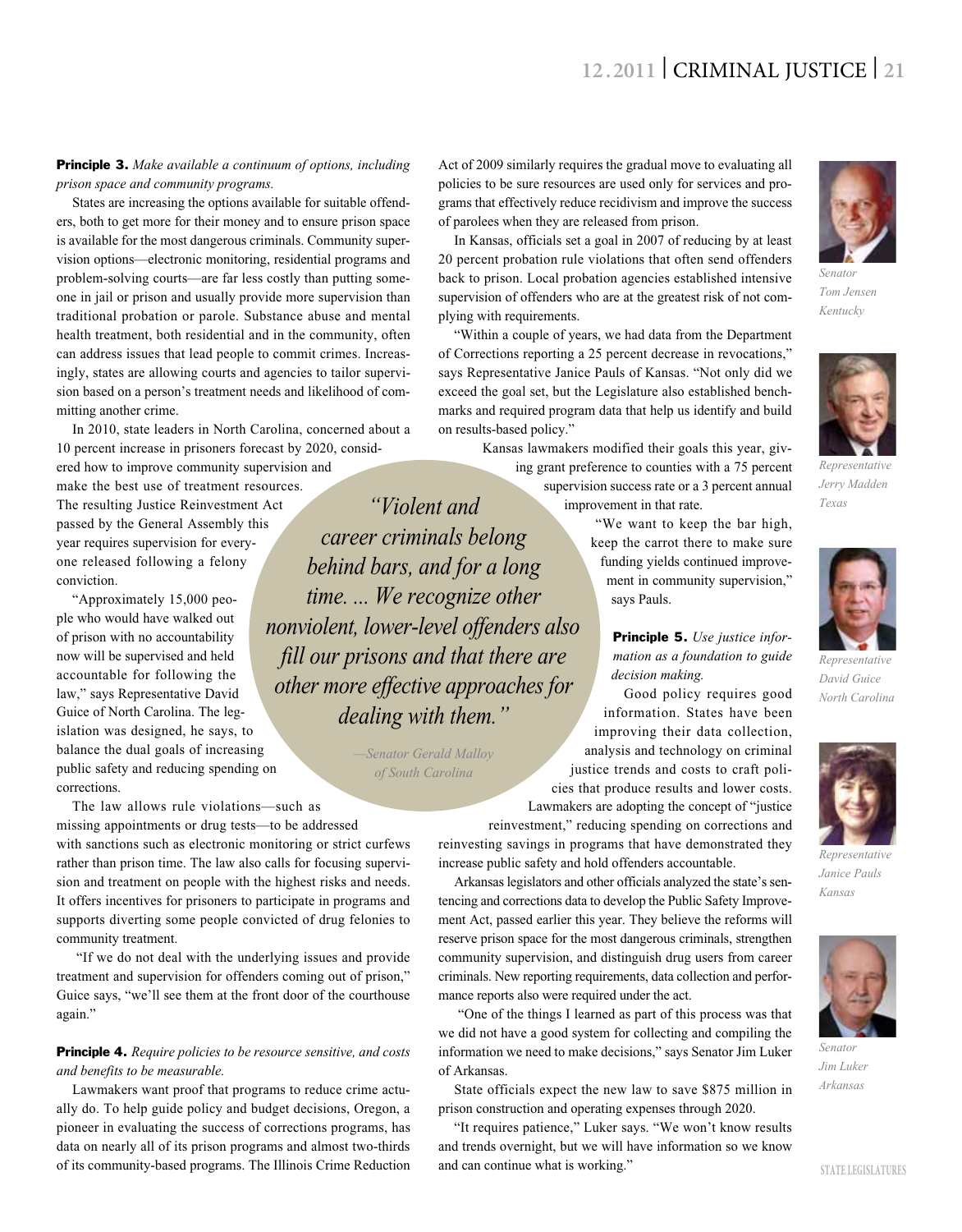**Principle 3.** *Make available a continuum of options, including prison space and community programs.*

States are increasing the options available for suitable offenders, both to get more for their money and to ensure prison space is available for the most dangerous criminals. Community supervision options—electronic monitoring, residential programs and problem-solving courts—are far less costly than putting someone in jail or prison and usually provide more supervision than traditional probation or parole. Substance abuse and mental health treatment, both residential and in the community, often can address issues that lead people to commit crimes. Increasingly, states are allowing courts and agencies to tailor supervision based on a person's treatment needs and likelihood of committing another crime.

In 2010, state leaders in North Carolina, concerned about a 10 percent increase in prisoners forecast by 2020, considered how to improve community supervision and make the best use of treatment resources. The resulting Justice Reinvestment Act passed by the General Assembly this year requires supervision for everyone released following a felony conviction.

"Approximately 15,000 people who would have walked out of prison with no accountability now will be supervised and held accountable for following the law," says Representative David Guice of North Carolina. The legislation was designed, he says, to balance the dual goals of increasing public safety and reducing spending on corrections.

The law allows rule violations—such as missing appointments or drug tests—to be addressed with sanctions such as electronic monitoring or strict curfews rather than prison time. The law also calls for focusing supervision and treatment on people with the highest risks and needs. It offers incentives for prisoners to participate in programs and supports diverting some people convicted of drug felonies to community treatment.

"If we do not deal with the underlying issues and provide treatment and supervision for offenders coming out of prison," Guice says, "we'll see them at the front door of the courthouse again."

> *"Violent and career criminals belong behind bars, and for a long time. ... We recognize other nonviolent, lower-level offenders also fill our prisons and that there are other more effective approaches for dealing with them."*
>
> *—Senator Gerald Malloy of South Carolina*

**Principle 4.** *Require policies to be resource sensitive, and costs and benefits to be measurable.*

Lawmakers want proof that programs to reduce crime actually do. To help guide policy and budget decisions, Oregon, a pioneer in evaluating the success of corrections programs, has data on nearly all of its prison programs and almost two-thirds of its community-based programs. The Illinois Crime Reduction Act of 2009 similarly requires the gradual move to evaluating all policies to be sure resources are used only for services and programs that effectively reduce recidivism and improve the success of parolees when they are released from prison.

In Kansas, officials set a goal in 2007 of reducing by at least 20 percent probation rule violations that often send offenders back to prison. Local probation agencies established intensive supervision of offenders who are at the greatest risk of not complying with requirements.

"Within a couple of years, we had data from the Department of Corrections reporting a 25 percent decrease in revocations," says Representative Janice Pauls of Kansas. "Not only did we exceed the goal set, but the Legislature also established benchmarks and required program data that help us identify and build on results-based policy."

Kansas lawmakers modified their goals this year, giving grant preference to counties with a 75 percent supervision success rate or a 3 percent annual improvement in that rate.

"We want to keep the bar high, keep the carrot there to make sure funding yields continued improvement in community supervision," says Pauls.

**Principle 5.** *Use justice information as a foundation to guide decision making.*

Good policy requires good information. States have been improving their data collection, analysis and technology on criminal justice trends and costs to craft policies that produce results and lower costs. Lawmakers are adopting the concept of "justice reinvestment," reducing spending on corrections and reinvesting savings in programs that have demonstrated they increase public safety and hold offenders accountable.

Arkansas legislators and other officials analyzed the state's sentencing and corrections data to develop the Public Safety Improvement Act, passed earlier this year. They believe the reforms will reserve prison space for the most dangerous criminals, strengthen community supervision, and distinguish drug users from career criminals. New reporting requirements, data collection and performance reports also were required under the act.

"One of the things I learned as part of this process was that we did not have a good system for collecting and compiling the information we need to make decisions," says Senator Jim Luker of Arkansas.

State officials expect the new law to save $875 million in prison construction and operating expenses through 2020.

"It requires patience," Luker says. "We won't know results and trends overnight, but we will have information so we know and can continue what is working."

*Senator Tom Jensen Kentucky*

*Representative Jerry Madden Texas*

*Representative David Guice North Carolina*

*Representative Janice Pauls Kansas*

*Senator Jim Luker Arkansas*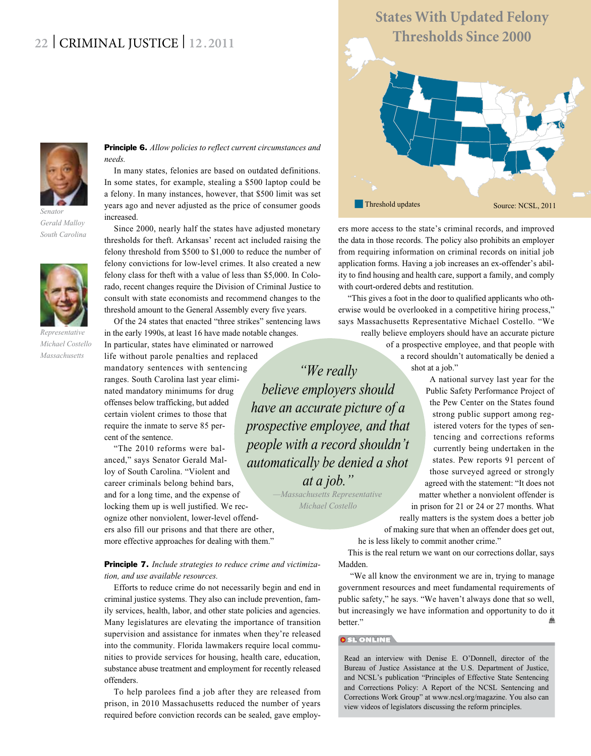**Principle 6.** *Allow policies to reflect current circumstances and needs.*

In many states, felonies are based on outdated definitions. In some states, for example, stealing a $500 laptop could be a felony. In many instances, however, that $500 limit was set years ago and never adjusted as the price of consumer goods increased.

Since 2000, nearly half the states have adjusted monetary thresholds for theft. Arkansas' recent act included raising the felony threshold from $500 to $1,000 to reduce the number of felony convictions for low-level crimes. It also created a new felony class for theft with a value of less than $5,000. In Colorado, recent changes require the Division of Criminal Justice to consult with state economists and recommend changes to the threshold amount to the General Assembly every five years.

Of the 24 states that enacted "three strikes" sentencing laws in the early 1990s, at least 16 have made notable changes. In particular, states have eliminated or narrowed life without parole penalties and replaced mandatory sentences with sentencing ranges. South Carolina last year eliminated mandatory minimums for drug offenses below trafficking, but added certain violent crimes to those that require the inmate to serve 85 percent of the sentence.

"The 2010 reforms were balanced," says Senator Gerald Malloy of South Carolina. "Violent and career criminals belong behind bars, and for a long time, and the expense of locking them up is well justified. We recognize other nonviolent, lower-level offenders also fill our prisons and that there are other, more effective approaches for dealing with them."

*Senator Gerald Malloy South Carolina*

*Representative Michael Costello Massachusetts*

**Principle 7.** *Include strategies to reduce crime and victimization, and use available resources.*

Efforts to reduce crime do not necessarily begin and end in criminal justice systems. They also can include prevention, family services, health, labor, and other state policies and agencies. Many legislatures are elevating the importance of transition supervision and assistance for inmates when they're released into the community. Florida lawmakers require local communities to provide services for housing, health care, education, substance abuse treatment and employment for recently released offenders.

To help parolees find a job after they are released from prison, in 2010 Massachusetts reduced the number of years required before conviction records can be sealed, gave employers more access to the state's criminal records, and improved the data in those records. The policy also prohibits an employer from requiring information on criminal records on initial job application forms. Having a job increases an ex-offender's ability to find housing and health care, support a family, and comply with court-ordered debts and restitution.

"This gives a foot in the door to qualified applicants who otherwise would be overlooked in a competitive hiring process," says Massachusetts Representative Michael Costello. "We really believe employers should have an accurate picture of a prospective employee, and that people with a record shouldn't automatically be denied a shot at a job."

> *"We really believe employers should have an accurate picture of a prospective employee, and that people with a record shouldn't automatically be denied a shot at a job."*
> —Massachusetts Representative Michael Costello

A national survey last year for the Public Safety Performance Project of the Pew Center on the States found strong public support among registered voters for the types of sentencing and corrections reforms currently being undertaken in the states. Pew reports 91 percent of those surveyed agreed or strongly agreed with the statement: "It does not matter whether a nonviolent offender is in prison for 21 or 24 or 27 months. What really matters is the system does a better job of making sure that when an offender does get out, he is less likely to commit another crime."

This is the real return we want on our corrections dollar, says Madden.

"We all know the environment we are in, trying to manage government resources and meet fundamental requirements of public safety," he says. "We haven't always done that so well, but increasingly we have information and opportunity to do it better."

## States With Updated Felony Thresholds Since 2000

Threshold updates

Source: NCSL, 2011

**SL ONLINE**

Read an interview with Denise E. O'Donnell, director of the Bureau of Justice Assistance at the U.S. Department of Justice, and NCSL's publication "Principles of Effective State Sentencing and Corrections Policy: A Report of the NCSL Sentencing and Corrections Work Group" at www.ncsl.org/magazine. You also can view videos of legislators discussing the reform principles.